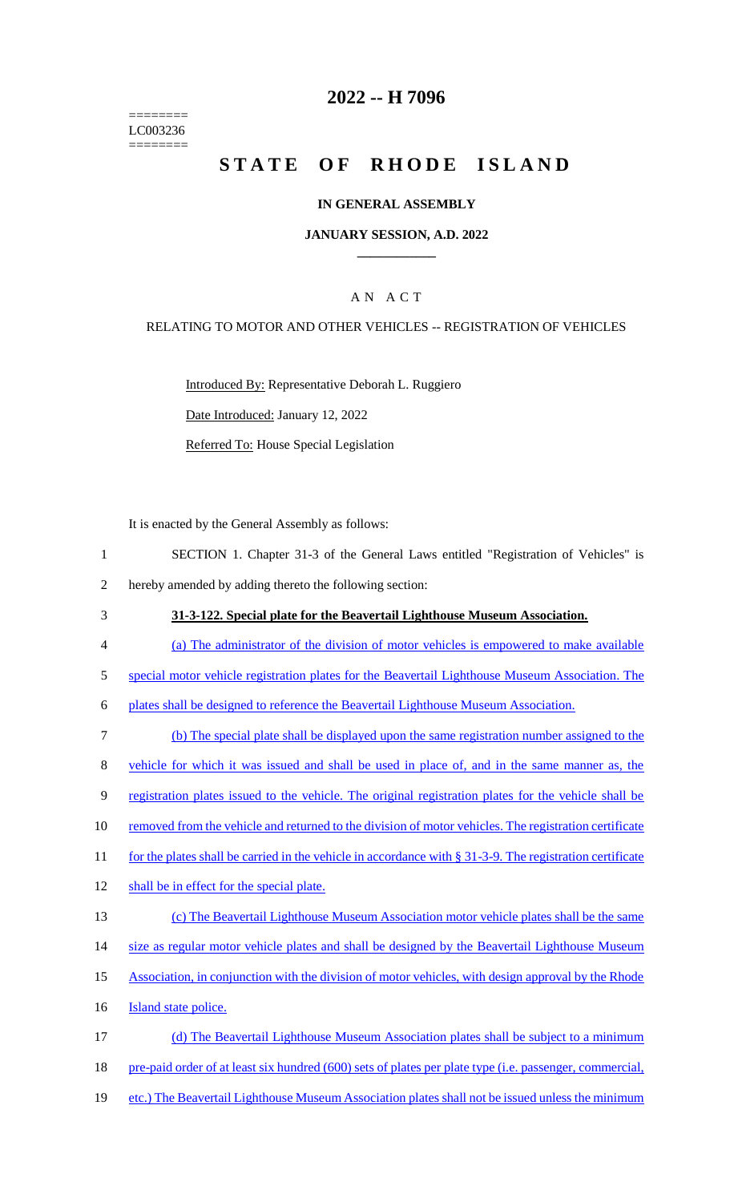======== LC003236 ========

# 2022 -- H 7096

# STATE OF RHODE ISLAND

## IN GENERAL ASSEMBLY

### JANUARY SESSION, A.D. 2022

### A N A C T

RELATING TO MOTOR AND OTHER VEHICLES -- REGISTRATION OF VEHICLES

Introduced By: Representative Deborah L. Ruggiero

Date Introduced: January 12, 2022

Referred To: House Special Legislation

It is enacted by the General Assembly as follows:

1 SECTION 1. Chapter 31-3 of the General Laws entitled "Registration of Vehicles" is
2 hereby amended by adding thereto the following section:

3 **31-3-122. Special plate for the Beavertail Lighthouse Museum Association.**

4 (a) The administrator of the division of motor vehicles is empowered to make available
5 special motor vehicle registration plates for the Beavertail Lighthouse Museum Association. The
6 plates shall be designed to reference the Beavertail Lighthouse Museum Association.

7 (b) The special plate shall be displayed upon the same registration number assigned to the
8 vehicle for which it was issued and shall be used in place of, and in the same manner as, the
9 registration plates issued to the vehicle. The original registration plates for the vehicle shall be
10 removed from the vehicle and returned to the division of motor vehicles. The registration certificate
11 for the plates shall be carried in the vehicle in accordance with § 31-3-9. The registration certificate
12 shall be in effect for the special plate.

13 (c) The Beavertail Lighthouse Museum Association motor vehicle plates shall be the same
14 size as regular motor vehicle plates and shall be designed by the Beavertail Lighthouse Museum
15 Association, in conjunction with the division of motor vehicles, with design approval by the Rhode
16 Island state police.

17 (d) The Beavertail Lighthouse Museum Association plates shall be subject to a minimum
18 pre-paid order of at least six hundred (600) sets of plates per plate type (i.e. passenger, commercial,
19 etc.) The Beavertail Lighthouse Museum Association plates shall not be issued unless the minimum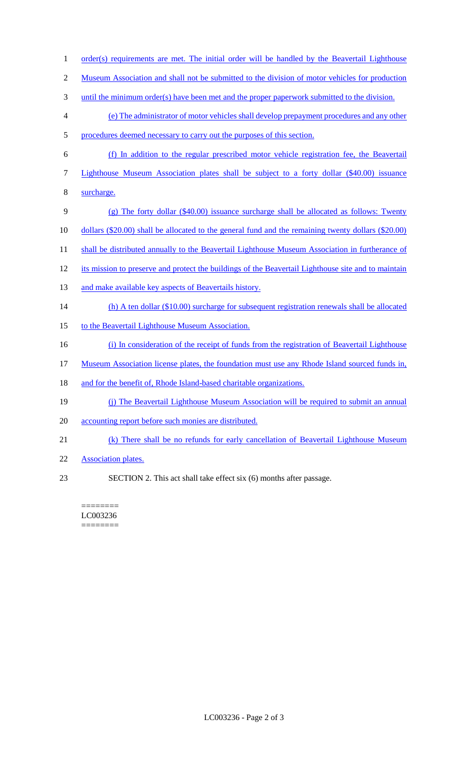order(s) requirements are met. The initial order will be handled by the Beavertail Lighthouse Museum Association and shall not be submitted to the division of motor vehicles for production until the minimum order(s) have been met and the proper paperwork submitted to the division.

(e) The administrator of motor vehicles shall develop prepayment procedures and any other procedures deemed necessary to carry out the purposes of this section.

(f) In addition to the regular prescribed motor vehicle registration fee, the Beavertail Lighthouse Museum Association plates shall be subject to a forty dollar ($40.00) issuance surcharge.

(g) The forty dollar ($40.00) issuance surcharge shall be allocated as follows: Twenty dollars ($20.00) shall be allocated to the general fund and the remaining twenty dollars ($20.00) shall be distributed annually to the Beavertail Lighthouse Museum Association in furtherance of its mission to preserve and protect the buildings of the Beavertail Lighthouse site and to maintain and make available key aspects of Beavertails history.

(h) A ten dollar ($10.00) surcharge for subsequent registration renewals shall be allocated to the Beavertail Lighthouse Museum Association.

(i) In consideration of the receipt of funds from the registration of Beavertail Lighthouse Museum Association license plates, the foundation must use any Rhode Island sourced funds in, and for the benefit of, Rhode Island-based charitable organizations.

(j) The Beavertail Lighthouse Museum Association will be required to submit an annual accounting report before such monies are distributed.

(k) There shall be no refunds for early cancellation of Beavertail Lighthouse Museum Association plates.

SECTION 2. This act shall take effect six (6) months after passage.

========
LC003236
========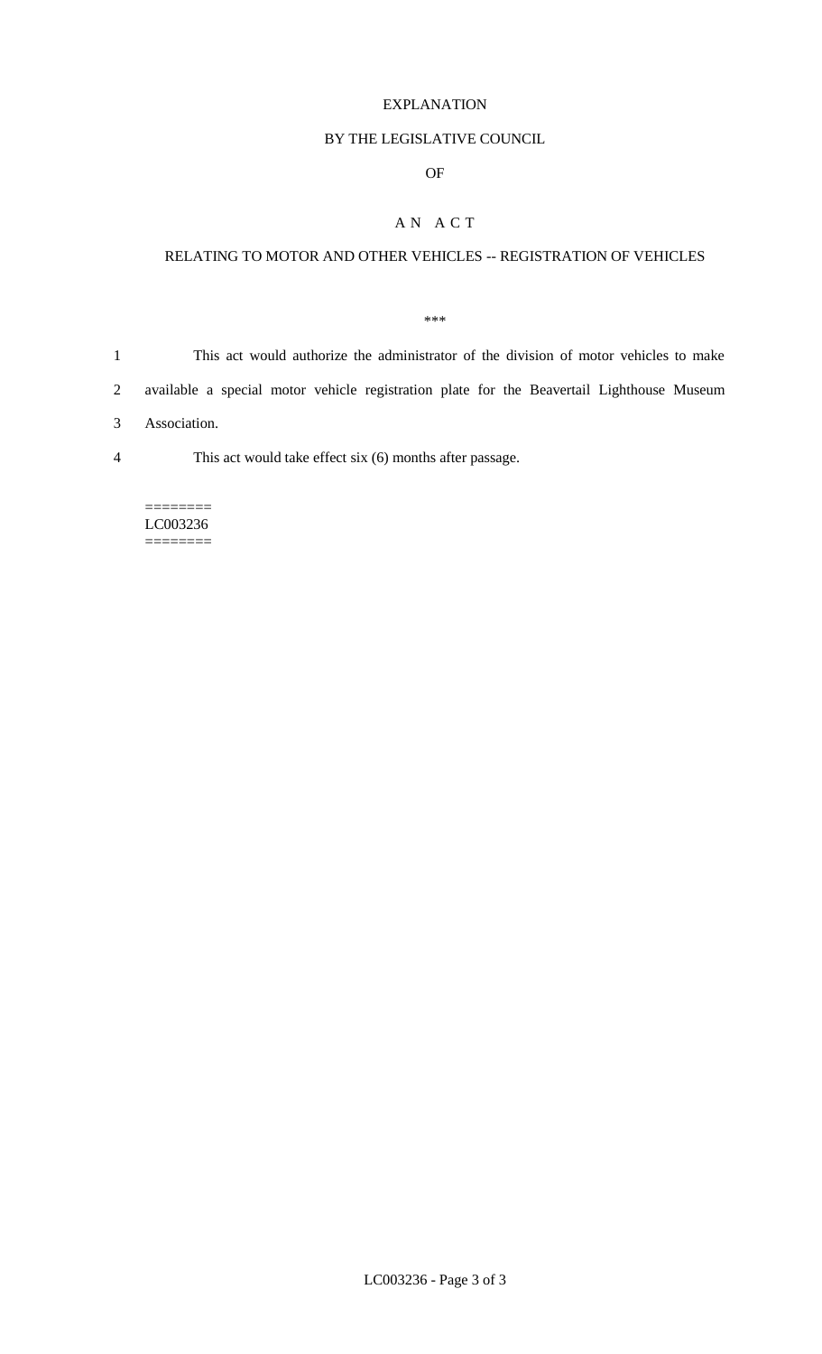EXPLANATION

BY THE LEGISLATIVE COUNCIL

OF

A N A C T

RELATING TO MOTOR AND OTHER VEHICLES -- REGISTRATION OF VEHICLES

\*\*\*

1 This act would authorize the administrator of the division of motor vehicles to make
2 available a special motor vehicle registration plate for the Beavertail Lighthouse Museum
3 Association.

4 This act would take effect six (6) months after passage.

========
LC003236
========